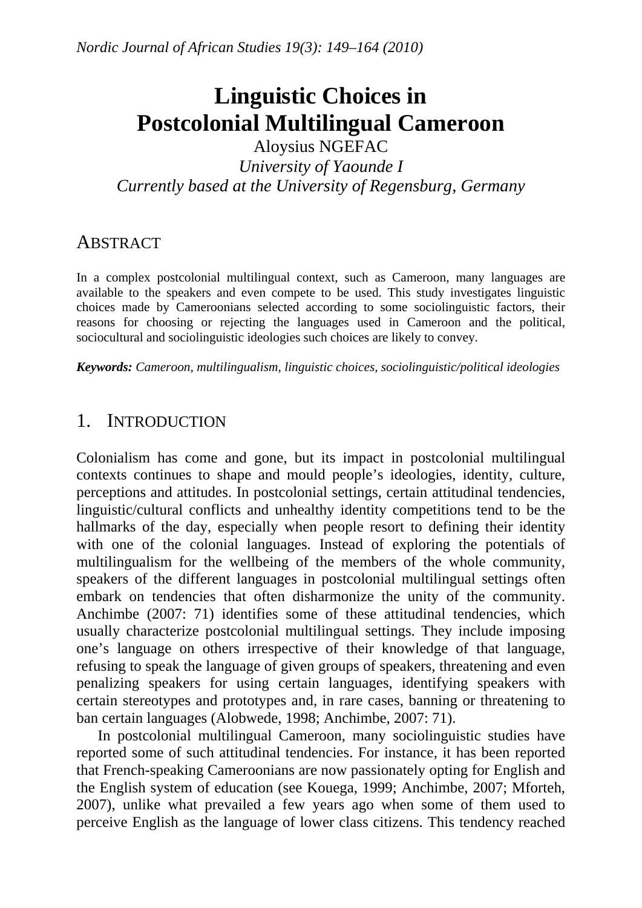# Linguistic Choices in Postcolonial Multilingual Cameroon

Aloysius NGEFAC
*University of Yaounde I*
*Currently based at the University of Regensburg, Germany*

## ABSTRACT

In a complex postcolonial multilingual context, such as Cameroon, many languages are available to the speakers and even compete to be used. This study investigates linguistic choices made by Cameroonians selected according to some sociolinguistic factors, their reasons for choosing or rejecting the languages used in Cameroon and the political, sociocultural and sociolinguistic ideologies such choices are likely to convey.

***Keywords:*** *Cameroon, multilingualism, linguistic choices, sociolinguistic/political ideologies*

## 1. INTRODUCTION

Colonialism has come and gone, but its impact in postcolonial multilingual contexts continues to shape and mould people's ideologies, identity, culture, perceptions and attitudes. In postcolonial settings, certain attitudinal tendencies, linguistic/cultural conflicts and unhealthy identity competitions tend to be the hallmarks of the day, especially when people resort to defining their identity with one of the colonial languages. Instead of exploring the potentials of multilingualism for the wellbeing of the members of the whole community, speakers of the different languages in postcolonial multilingual settings often embark on tendencies that often disharmonize the unity of the community. Anchimbe (2007: 71) identifies some of these attitudinal tendencies, which usually characterize postcolonial multilingual settings. They include imposing one's language on others irrespective of their knowledge of that language, refusing to speak the language of given groups of speakers, threatening and even penalizing speakers for using certain languages, identifying speakers with certain stereotypes and prototypes and, in rare cases, banning or threatening to ban certain languages (Alobwede, 1998; Anchimbe, 2007: 71).

In postcolonial multilingual Cameroon, many sociolinguistic studies have reported some of such attitudinal tendencies. For instance, it has been reported that French-speaking Cameroonians are now passionately opting for English and the English system of education (see Kouega, 1999; Anchimbe, 2007; Mforteh, 2007), unlike what prevailed a few years ago when some of them used to perceive English as the language of lower class citizens. This tendency reached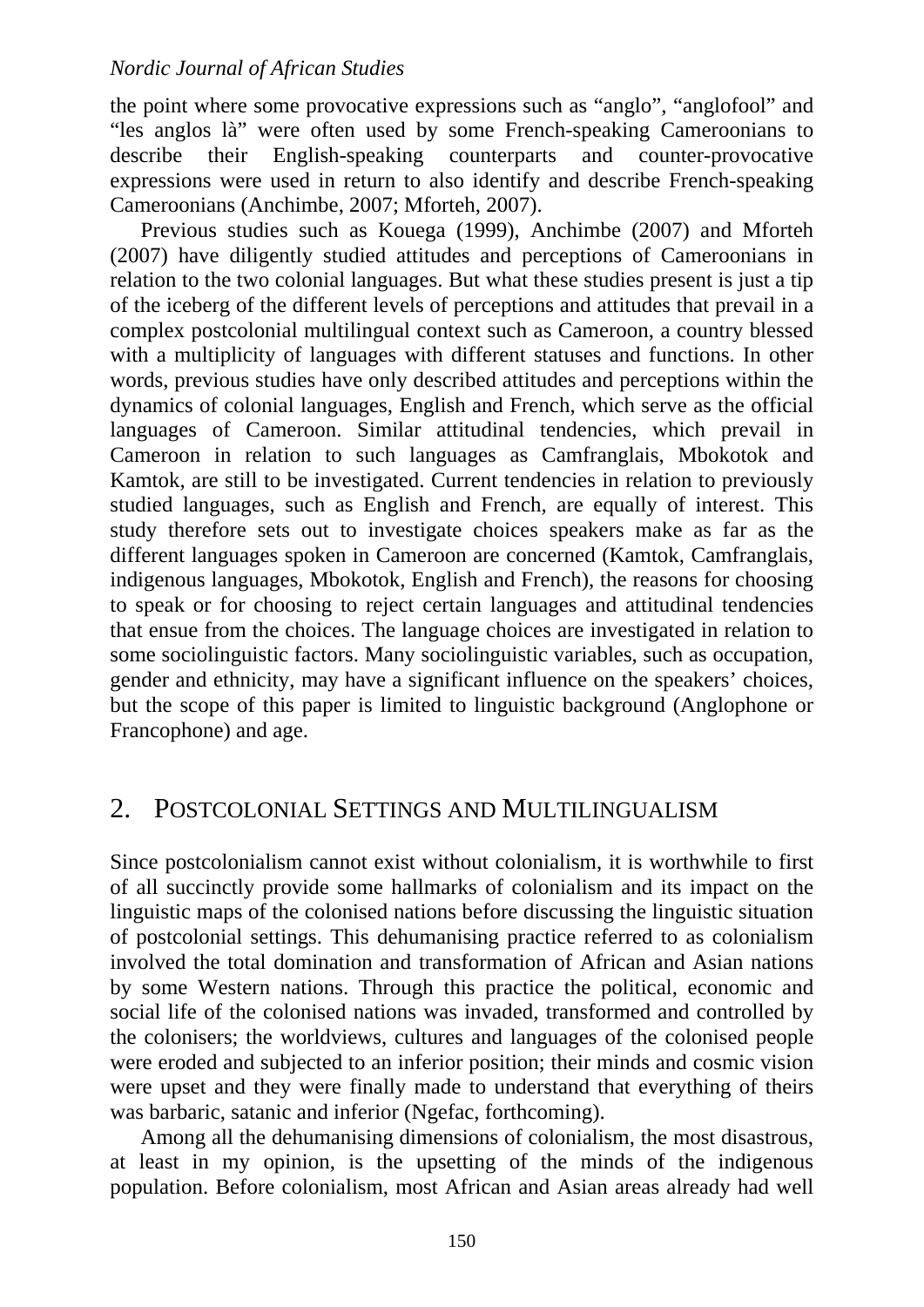the point where some provocative expressions such as "anglo", "anglofool" and "les anglos là" were often used by some French-speaking Cameroonians to describe their English-speaking counterparts and counter-provocative expressions were used in return to also identify and describe French-speaking Cameroonians (Anchimbe, 2007; Mforteh, 2007).

Previous studies such as Kouega (1999), Anchimbe (2007) and Mforteh (2007) have diligently studied attitudes and perceptions of Cameroonians in relation to the two colonial languages. But what these studies present is just a tip of the iceberg of the different levels of perceptions and attitudes that prevail in a complex postcolonial multilingual context such as Cameroon, a country blessed with a multiplicity of languages with different statuses and functions. In other words, previous studies have only described attitudes and perceptions within the dynamics of colonial languages, English and French, which serve as the official languages of Cameroon. Similar attitudinal tendencies, which prevail in Cameroon in relation to such languages as Camfranglais, Mbokotok and Kamtok, are still to be investigated. Current tendencies in relation to previously studied languages, such as English and French, are equally of interest. This study therefore sets out to investigate choices speakers make as far as the different languages spoken in Cameroon are concerned (Kamtok, Camfranglais, indigenous languages, Mbokotok, English and French), the reasons for choosing to speak or for choosing to reject certain languages and attitudinal tendencies that ensue from the choices. The language choices are investigated in relation to some sociolinguistic factors. Many sociolinguistic variables, such as occupation, gender and ethnicity, may have a significant influence on the speakers' choices, but the scope of this paper is limited to linguistic background (Anglophone or Francophone) and age.

## 2. Postcolonial Settings and Multilingualism

Since postcolonialism cannot exist without colonialism, it is worthwhile to first of all succinctly provide some hallmarks of colonialism and its impact on the linguistic maps of the colonised nations before discussing the linguistic situation of postcolonial settings. This dehumanising practice referred to as colonialism involved the total domination and transformation of African and Asian nations by some Western nations. Through this practice the political, economic and social life of the colonised nations was invaded, transformed and controlled by the colonisers; the worldviews, cultures and languages of the colonised people were eroded and subjected to an inferior position; their minds and cosmic vision were upset and they were finally made to understand that everything of theirs was barbaric, satanic and inferior (Ngefac, forthcoming).

Among all the dehumanising dimensions of colonialism, the most disastrous, at least in my opinion, is the upsetting of the minds of the indigenous population. Before colonialism, most African and Asian areas already had well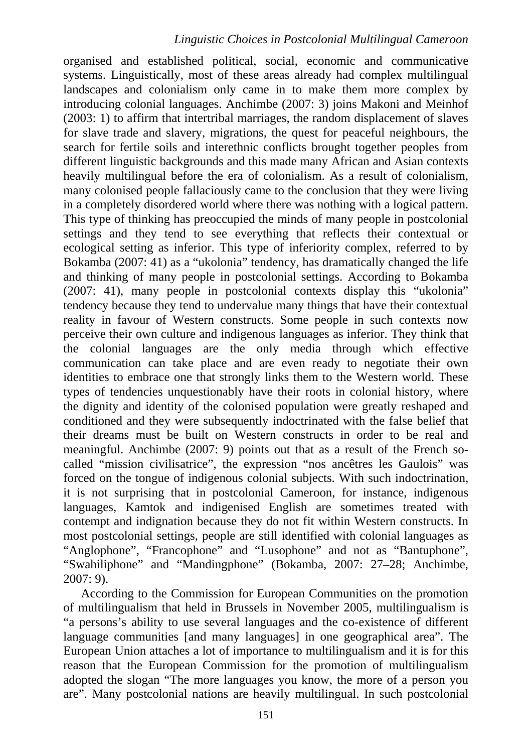organised and established political, social, economic and communicative systems. Linguistically, most of these areas already had complex multilingual landscapes and colonialism only came in to make them more complex by introducing colonial languages. Anchimbe (2007: 3) joins Makoni and Meinhof (2003: 1) to affirm that intertribal marriages, the random displacement of slaves for slave trade and slavery, migrations, the quest for peaceful neighbours, the search for fertile soils and interethnic conflicts brought together peoples from different linguistic backgrounds and this made many African and Asian contexts heavily multilingual before the era of colonialism. As a result of colonialism, many colonised people fallaciously came to the conclusion that they were living in a completely disordered world where there was nothing with a logical pattern. This type of thinking has preoccupied the minds of many people in postcolonial settings and they tend to see everything that reflects their contextual or ecological setting as inferior. This type of inferiority complex, referred to by Bokamba (2007: 41) as a "ukolonia" tendency, has dramatically changed the life and thinking of many people in postcolonial settings. According to Bokamba (2007: 41), many people in postcolonial contexts display this "ukolonia" tendency because they tend to undervalue many things that have their contextual reality in favour of Western constructs. Some people in such contexts now perceive their own culture and indigenous languages as inferior. They think that the colonial languages are the only media through which effective communication can take place and are even ready to negotiate their own identities to embrace one that strongly links them to the Western world. These types of tendencies unquestionably have their roots in colonial history, where the dignity and identity of the colonised population were greatly reshaped and conditioned and they were subsequently indoctrinated with the false belief that their dreams must be built on Western constructs in order to be real and meaningful. Anchimbe (2007: 9) points out that as a result of the French so-called "mission civilisatrice", the expression "nos ancêtres les Gaulois" was forced on the tongue of indigenous colonial subjects. With such indoctrination, it is not surprising that in postcolonial Cameroon, for instance, indigenous languages, Kamtok and indigenised English are sometimes treated with contempt and indignation because they do not fit within Western constructs. In most postcolonial settings, people are still identified with colonial languages as "Anglophone", "Francophone" and "Lusophone" and not as "Bantuphone", "Swahiliphone" and "Mandingphone" (Bokamba, 2007: 27–28; Anchimbe, 2007: 9).

According to the Commission for European Communities on the promotion of multilingualism that held in Brussels in November 2005, multilingualism is "a persons's ability to use several languages and the co-existence of different language communities [and many languages] in one geographical area". The European Union attaches a lot of importance to multilingualism and it is for this reason that the European Commission for the promotion of multilingualism adopted the slogan "The more languages you know, the more of a person you are". Many postcolonial nations are heavily multilingual. In such postcolonial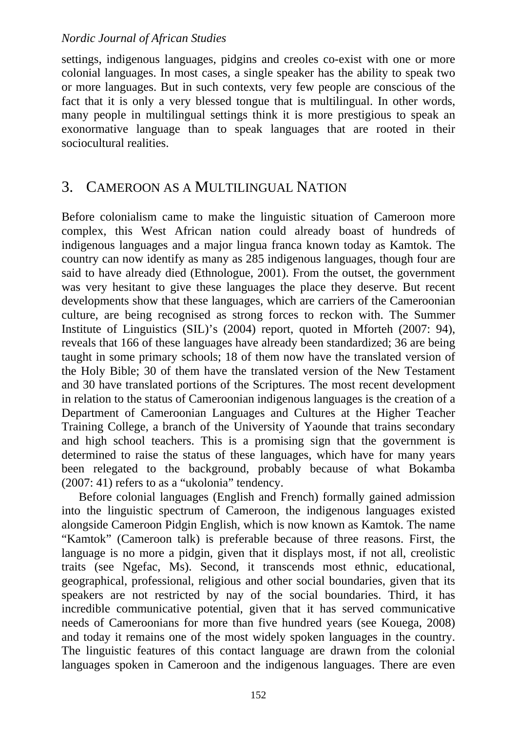settings, indigenous languages, pidgins and creoles co-exist with one or more colonial languages. In most cases, a single speaker has the ability to speak two or more languages. But in such contexts, very few people are conscious of the fact that it is only a very blessed tongue that is multilingual. In other words, many people in multilingual settings think it is more prestigious to speak an exonormative language than to speak languages that are rooted in their sociocultural realities.

## 3. Cameroon as a Multilingual Nation

Before colonialism came to make the linguistic situation of Cameroon more complex, this West African nation could already boast of hundreds of indigenous languages and a major lingua franca known today as Kamtok. The country can now identify as many as 285 indigenous languages, though four are said to have already died (Ethnologue, 2001). From the outset, the government was very hesitant to give these languages the place they deserve. But recent developments show that these languages, which are carriers of the Cameroonian culture, are being recognised as strong forces to reckon with. The Summer Institute of Linguistics (SIL)'s (2004) report, quoted in Mforteh (2007: 94), reveals that 166 of these languages have already been standardized; 36 are being taught in some primary schools; 18 of them now have the translated version of the Holy Bible; 30 of them have the translated version of the New Testament and 30 have translated portions of the Scriptures. The most recent development in relation to the status of Cameroonian indigenous languages is the creation of a Department of Cameroonian Languages and Cultures at the Higher Teacher Training College, a branch of the University of Yaounde that trains secondary and high school teachers. This is a promising sign that the government is determined to raise the status of these languages, which have for many years been relegated to the background, probably because of what Bokamba (2007: 41) refers to as a "ukolonia" tendency.

Before colonial languages (English and French) formally gained admission into the linguistic spectrum of Cameroon, the indigenous languages existed alongside Cameroon Pidgin English, which is now known as Kamtok. The name "Kamtok" (Cameroon talk) is preferable because of three reasons. First, the language is no more a pidgin, given that it displays most, if not all, creolistic traits (see Ngefac, Ms). Second, it transcends most ethnic, educational, geographical, professional, religious and other social boundaries, given that its speakers are not restricted by nay of the social boundaries. Third, it has incredible communicative potential, given that it has served communicative needs of Cameroonians for more than five hundred years (see Kouega, 2008) and today it remains one of the most widely spoken languages in the country. The linguistic features of this contact language are drawn from the colonial languages spoken in Cameroon and the indigenous languages. There are even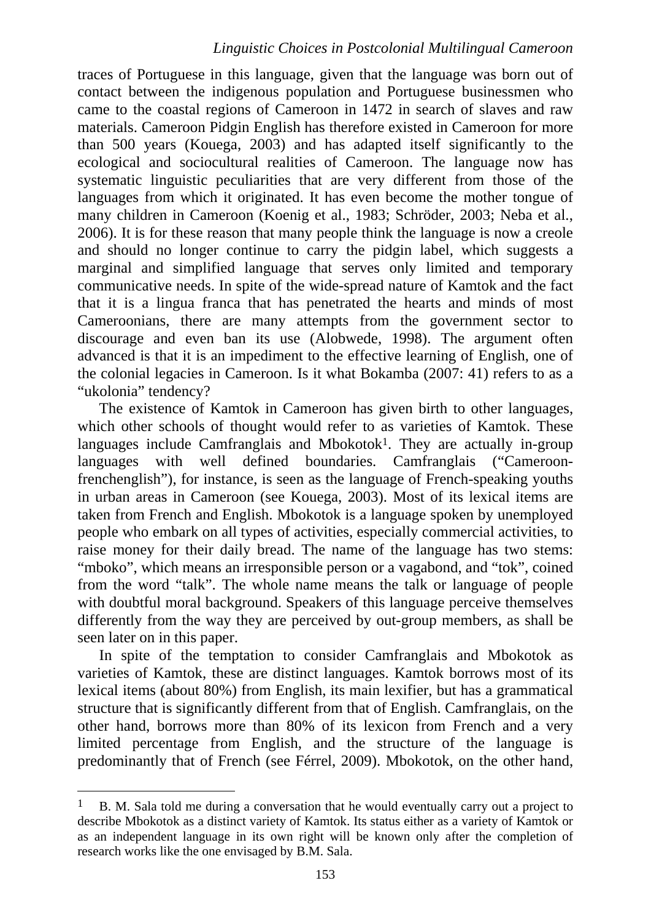traces of Portuguese in this language, given that the language was born out of contact between the indigenous population and Portuguese businessmen who came to the coastal regions of Cameroon in 1472 in search of slaves and raw materials. Cameroon Pidgin English has therefore existed in Cameroon for more than 500 years (Kouega, 2003) and has adapted itself significantly to the ecological and sociocultural realities of Cameroon. The language now has systematic linguistic peculiarities that are very different from those of the languages from which it originated. It has even become the mother tongue of many children in Cameroon (Koenig et al., 1983; Schröder, 2003; Neba et al., 2006). It is for these reason that many people think the language is now a creole and should no longer continue to carry the pidgin label, which suggests a marginal and simplified language that serves only limited and temporary communicative needs. In spite of the wide-spread nature of Kamtok and the fact that it is a lingua franca that has penetrated the hearts and minds of most Cameroonians, there are many attempts from the government sector to discourage and even ban its use (Alobwede, 1998). The argument often advanced is that it is an impediment to the effective learning of English, one of the colonial legacies in Cameroon. Is it what Bokamba (2007: 41) refers to as a "ukolonia" tendency?

The existence of Kamtok in Cameroon has given birth to other languages, which other schools of thought would refer to as varieties of Kamtok. These languages include Camfranglais and Mbokotok[1]. They are actually in-group languages with well defined boundaries. Camfranglais ("Cameroon-frenchenglish"), for instance, is seen as the language of French-speaking youths in urban areas in Cameroon (see Kouega, 2003). Most of its lexical items are taken from French and English. Mbokotok is a language spoken by unemployed people who embark on all types of activities, especially commercial activities, to raise money for their daily bread. The name of the language has two stems: "mboko", which means an irresponsible person or a vagabond, and "tok", coined from the word "talk". The whole name means the talk or language of people with doubtful moral background. Speakers of this language perceive themselves differently from the way they are perceived by out-group members, as shall be seen later on in this paper.

In spite of the temptation to consider Camfranglais and Mbokotok as varieties of Kamtok, these are distinct languages. Kamtok borrows most of its lexical items (about 80%) from English, its main lexifier, but has a grammatical structure that is significantly different from that of English. Camfranglais, on the other hand, borrows more than 80% of its lexicon from French and a very limited percentage from English, and the structure of the language is predominantly that of French (see Férrel, 2009). Mbokotok, on the other hand,

---

[1] B. M. Sala told me during a conversation that he would eventually carry out a project to describe Mbokotok as a distinct variety of Kamtok. Its status either as a variety of Kamtok or as an independent language in its own right will be known only after the completion of research works like the one envisaged by B.M. Sala.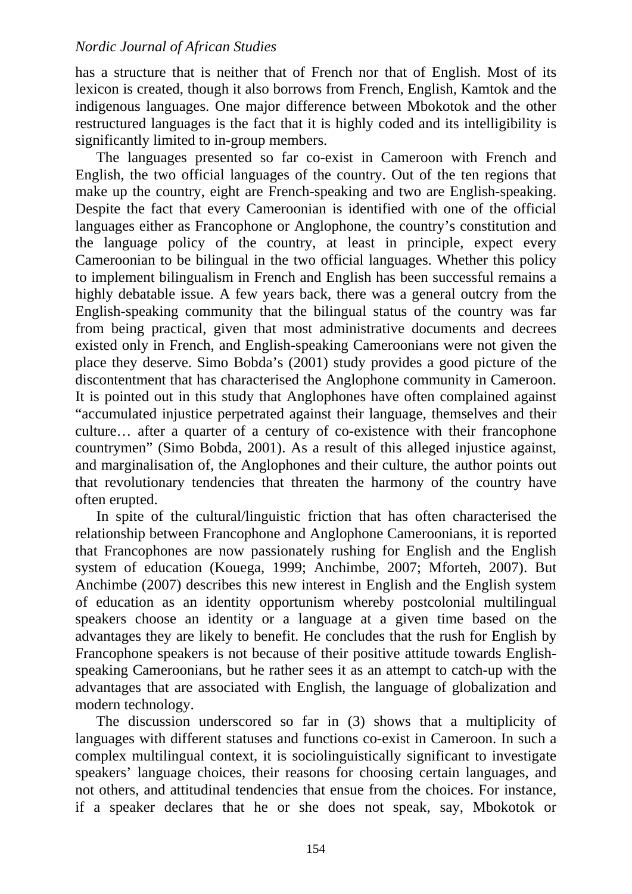has a structure that is neither that of French nor that of English. Most of its lexicon is created, though it also borrows from French, English, Kamtok and the indigenous languages. One major difference between Mbokotok and the other restructured languages is the fact that it is highly coded and its intelligibility is significantly limited to in-group members.

The languages presented so far co-exist in Cameroon with French and English, the two official languages of the country. Out of the ten regions that make up the country, eight are French-speaking and two are English-speaking. Despite the fact that every Cameroonian is identified with one of the official languages either as Francophone or Anglophone, the country's constitution and the language policy of the country, at least in principle, expect every Cameroonian to be bilingual in the two official languages. Whether this policy to implement bilingualism in French and English has been successful remains a highly debatable issue. A few years back, there was a general outcry from the English-speaking community that the bilingual status of the country was far from being practical, given that most administrative documents and decrees existed only in French, and English-speaking Cameroonians were not given the place they deserve. Simo Bobda's (2001) study provides a good picture of the discontentment that has characterised the Anglophone community in Cameroon. It is pointed out in this study that Anglophones have often complained against "accumulated injustice perpetrated against their language, themselves and their culture… after a quarter of a century of co-existence with their francophone countrymen" (Simo Bobda, 2001). As a result of this alleged injustice against, and marginalisation of, the Anglophones and their culture, the author points out that revolutionary tendencies that threaten the harmony of the country have often erupted.

In spite of the cultural/linguistic friction that has often characterised the relationship between Francophone and Anglophone Cameroonians, it is reported that Francophones are now passionately rushing for English and the English system of education (Kouega, 1999; Anchimbe, 2007; Mforteh, 2007). But Anchimbe (2007) describes this new interest in English and the English system of education as an identity opportunism whereby postcolonial multilingual speakers choose an identity or a language at a given time based on the advantages they are likely to benefit. He concludes that the rush for English by Francophone speakers is not because of their positive attitude towards English-speaking Cameroonians, but he rather sees it as an attempt to catch-up with the advantages that are associated with English, the language of globalization and modern technology.

The discussion underscored so far in (3) shows that a multiplicity of languages with different statuses and functions co-exist in Cameroon. In such a complex multilingual context, it is sociolinguistically significant to investigate speakers' language choices, their reasons for choosing certain languages, and not others, and attitudinal tendencies that ensue from the choices. For instance, if a speaker declares that he or she does not speak, say, Mbokotok or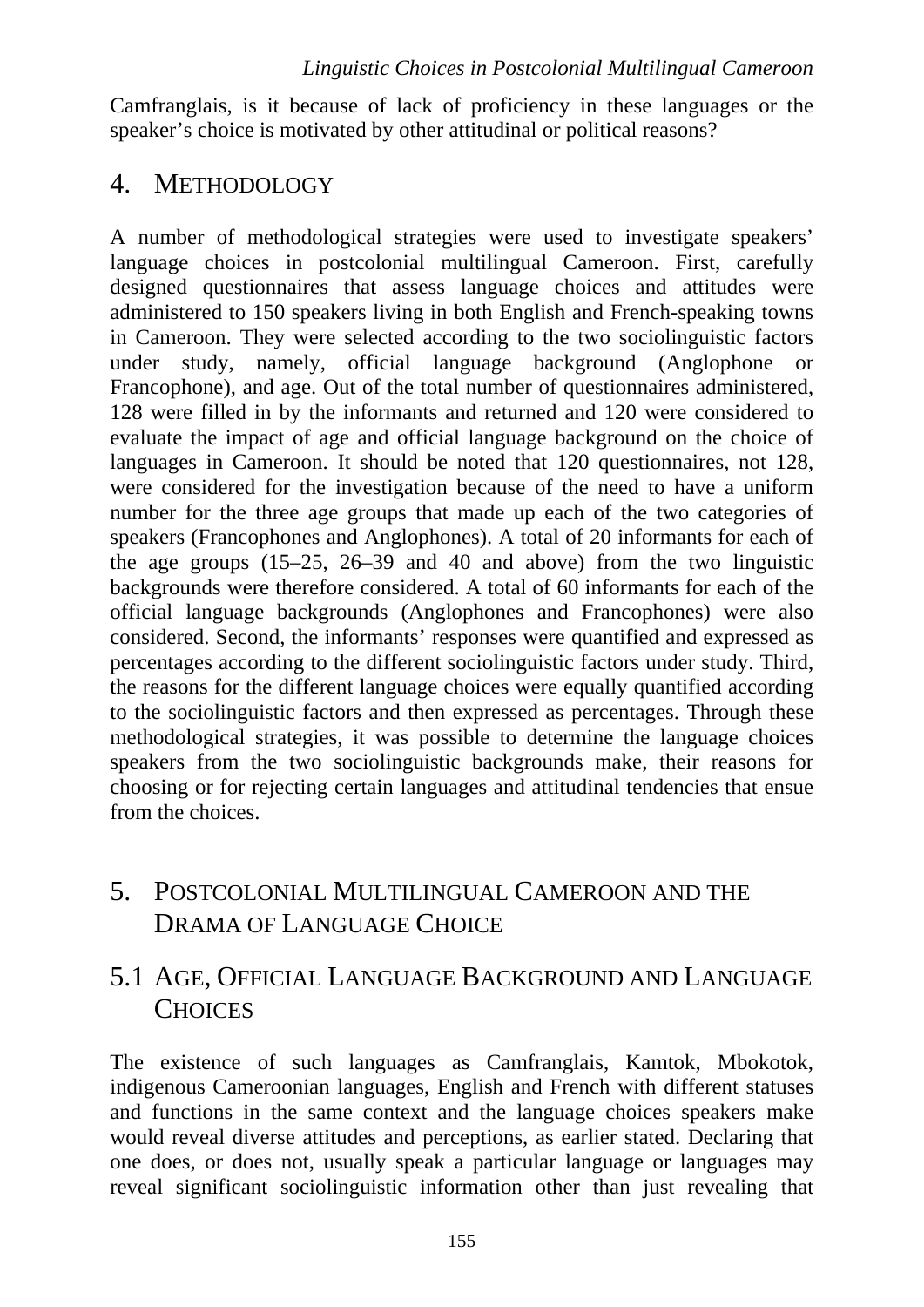Camfranglais, is it because of lack of proficiency in these languages or the speaker's choice is motivated by other attitudinal or political reasons?

## 4. METHODOLOGY

A number of methodological strategies were used to investigate speakers' language choices in postcolonial multilingual Cameroon. First, carefully designed questionnaires that assess language choices and attitudes were administered to 150 speakers living in both English and French-speaking towns in Cameroon. They were selected according to the two sociolinguistic factors under study, namely, official language background (Anglophone or Francophone), and age. Out of the total number of questionnaires administered, 128 were filled in by the informants and returned and 120 were considered to evaluate the impact of age and official language background on the choice of languages in Cameroon. It should be noted that 120 questionnaires, not 128, were considered for the investigation because of the need to have a uniform number for the three age groups that made up each of the two categories of speakers (Francophones and Anglophones). A total of 20 informants for each of the age groups (15–25, 26–39 and 40 and above) from the two linguistic backgrounds were therefore considered. A total of 60 informants for each of the official language backgrounds (Anglophones and Francophones) were also considered. Second, the informants' responses were quantified and expressed as percentages according to the different sociolinguistic factors under study. Third, the reasons for the different language choices were equally quantified according to the sociolinguistic factors and then expressed as percentages. Through these methodological strategies, it was possible to determine the language choices speakers from the two sociolinguistic backgrounds make, their reasons for choosing or for rejecting certain languages and attitudinal tendencies that ensue from the choices.

## 5. POSTCOLONIAL MULTILINGUAL CAMEROON AND THE DRAMA OF LANGUAGE CHOICE

### 5.1 AGE, OFFICIAL LANGUAGE BACKGROUND AND LANGUAGE CHOICES

The existence of such languages as Camfranglais, Kamtok, Mbokotok, indigenous Cameroonian languages, English and French with different statuses and functions in the same context and the language choices speakers make would reveal diverse attitudes and perceptions, as earlier stated. Declaring that one does, or does not, usually speak a particular language or languages may reveal significant sociolinguistic information other than just revealing that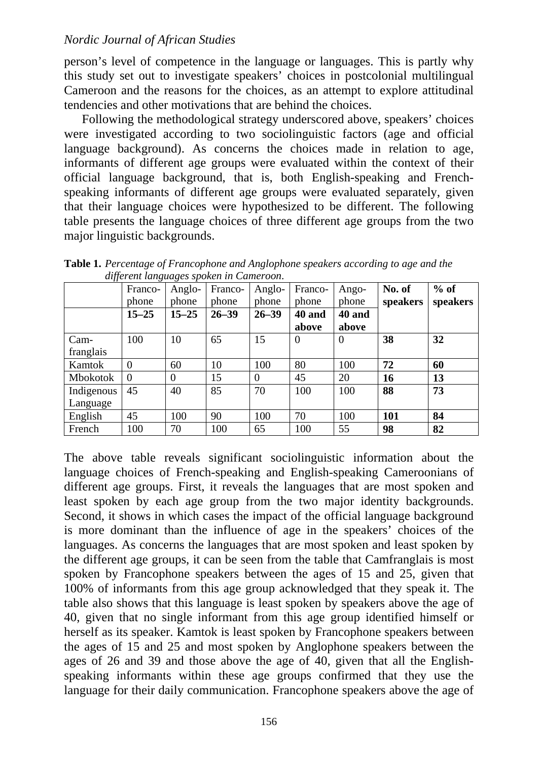person's level of competence in the language or languages. This is partly why this study set out to investigate speakers' choices in postcolonial multilingual Cameroon and the reasons for the choices, as an attempt to explore attitudinal tendencies and other motivations that are behind the choices.

Following the methodological strategy underscored above, speakers' choices were investigated according to two sociolinguistic factors (age and official language background). As concerns the choices made in relation to age, informants of different age groups were evaluated within the context of their official language background, that is, both English-speaking and French-speaking informants of different age groups were evaluated separately, given that their language choices were hypothesized to be different. The following table presents the language choices of three different age groups from the two major linguistic backgrounds.

**Table 1.** *Percentage of Francophone and Anglophone speakers according to age and the different languages spoken in Cameroon*.

| | Francophone | Anglophone | Francophone | Anglophone | Francophone | Angophone | **No. of speakers** | **% of speakers** |
|---|---|---|---|---|---|---|---|---|
| | **15–25** | **15–25** | **26–39** | **26–39** | **40 and above** | **40 and above** | | |
| Camfranglais | 100 | 10 | 65 | 15 | 0 | 0 | **38** | **32** |
| Kamtok | 0 | 60 | 10 | 100 | 80 | 100 | **72** | **60** |
| Mbokotok | 0 | 0 | 15 | 0 | 45 | 20 | **16** | **13** |
| Indigenous Language | 45 | 40 | 85 | 70 | 100 | 100 | **88** | **73** |
| English | 45 | 100 | 90 | 100 | 70 | 100 | **101** | **84** |
| French | 100 | 70 | 100 | 65 | 100 | 55 | **98** | **82** |

The above table reveals significant sociolinguistic information about the language choices of French-speaking and English-speaking Cameroonians of different age groups. First, it reveals the languages that are most spoken and least spoken by each age group from the two major identity backgrounds. Second, it shows in which cases the impact of the official language background is more dominant than the influence of age in the speakers' choices of the languages. As concerns the languages that are most spoken and least spoken by the different age groups, it can be seen from the table that Camfranglais is most spoken by Francophone speakers between the ages of 15 and 25, given that 100% of informants from this age group acknowledged that they speak it. The table also shows that this language is least spoken by speakers above the age of 40, given that no single informant from this age group identified himself or herself as its speaker. Kamtok is least spoken by Francophone speakers between the ages of 15 and 25 and most spoken by Anglophone speakers between the ages of 26 and 39 and those above the age of 40, given that all the English-speaking informants within these age groups confirmed that they use the language for their daily communication. Francophone speakers above the age of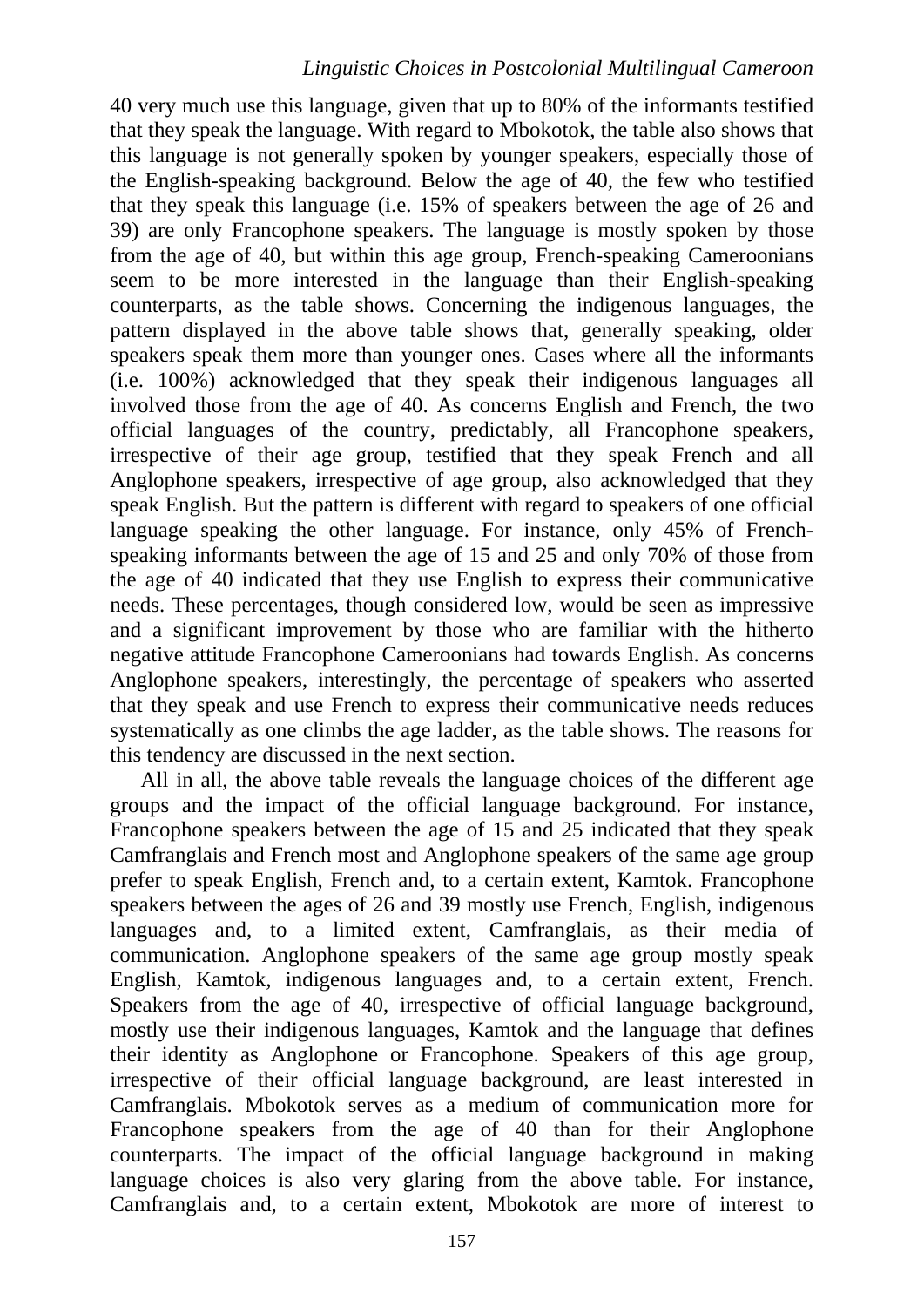40 very much use this language, given that up to 80% of the informants testified that they speak the language. With regard to Mbokotok, the table also shows that this language is not generally spoken by younger speakers, especially those of the English-speaking background. Below the age of 40, the few who testified that they speak this language (i.e. 15% of speakers between the age of 26 and 39) are only Francophone speakers. The language is mostly spoken by those from the age of 40, but within this age group, French-speaking Cameroonians seem to be more interested in the language than their English-speaking counterparts, as the table shows. Concerning the indigenous languages, the pattern displayed in the above table shows that, generally speaking, older speakers speak them more than younger ones. Cases where all the informants (i.e. 100%) acknowledged that they speak their indigenous languages all involved those from the age of 40. As concerns English and French, the two official languages of the country, predictably, all Francophone speakers, irrespective of their age group, testified that they speak French and all Anglophone speakers, irrespective of age group, also acknowledged that they speak English. But the pattern is different with regard to speakers of one official language speaking the other language. For instance, only 45% of French-speaking informants between the age of 15 and 25 and only 70% of those from the age of 40 indicated that they use English to express their communicative needs. These percentages, though considered low, would be seen as impressive and a significant improvement by those who are familiar with the hitherto negative attitude Francophone Cameroonians had towards English. As concerns Anglophone speakers, interestingly, the percentage of speakers who asserted that they speak and use French to express their communicative needs reduces systematically as one climbs the age ladder, as the table shows. The reasons for this tendency are discussed in the next section.

All in all, the above table reveals the language choices of the different age groups and the impact of the official language background. For instance, Francophone speakers between the age of 15 and 25 indicated that they speak Camfranglais and French most and Anglophone speakers of the same age group prefer to speak English, French and, to a certain extent, Kamtok. Francophone speakers between the ages of 26 and 39 mostly use French, English, indigenous languages and, to a limited extent, Camfranglais, as their media of communication. Anglophone speakers of the same age group mostly speak English, Kamtok, indigenous languages and, to a certain extent, French. Speakers from the age of 40, irrespective of official language background, mostly use their indigenous languages, Kamtok and the language that defines their identity as Anglophone or Francophone. Speakers of this age group, irrespective of their official language background, are least interested in Camfranglais. Mbokotok serves as a medium of communication more for Francophone speakers from the age of 40 than for their Anglophone counterparts. The impact of the official language background in making language choices is also very glaring from the above table. For instance, Camfranglais and, to a certain extent, Mbokotok are more of interest to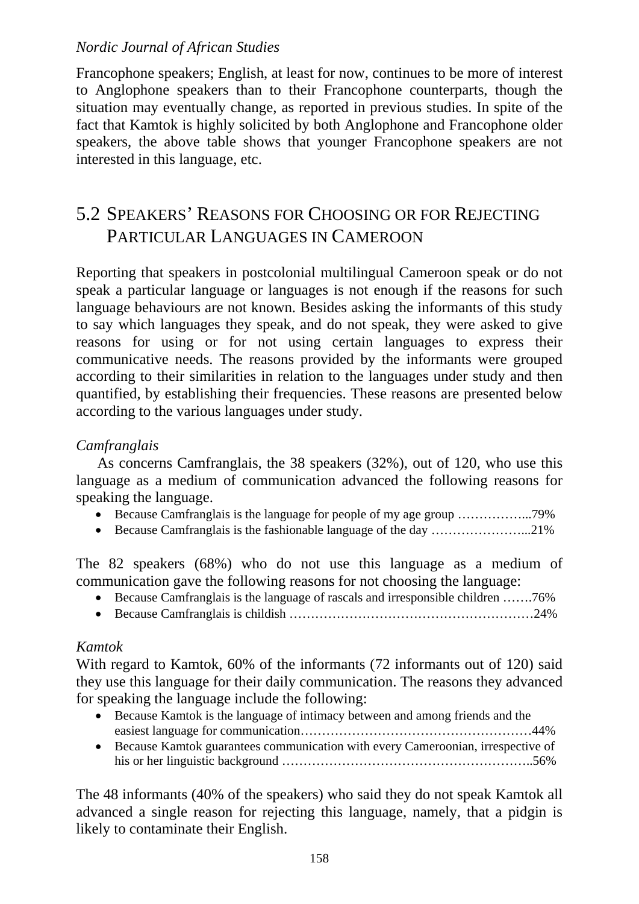Francophone speakers; English, at least for now, continues to be more of interest to Anglophone speakers than to their Francophone counterparts, though the situation may eventually change, as reported in previous studies. In spite of the fact that Kamtok is highly solicited by both Anglophone and Francophone older speakers, the above table shows that younger Francophone speakers are not interested in this language, etc.

## 5.2 Speakers' Reasons for Choosing or for Rejecting Particular Languages in Cameroon

Reporting that speakers in postcolonial multilingual Cameroon speak or do not speak a particular language or languages is not enough if the reasons for such language behaviours are not known. Besides asking the informants of this study to say which languages they speak, and do not speak, they were asked to give reasons for using or for not using certain languages to express their communicative needs. The reasons provided by the informants were grouped according to their similarities in relation to the languages under study and then quantified, by establishing their frequencies. These reasons are presented below according to the various languages under study.

*Camfranglais*

As concerns Camfranglais, the 38 speakers (32%), out of 120, who use this language as a medium of communication advanced the following reasons for speaking the language.

- Because Camfranglais is the language for people of my age group ……………...79%
- Because Camfranglais is the fashionable language of the day …………………...21%

The 82 speakers (68%) who do not use this language as a medium of communication gave the following reasons for not choosing the language:

- Because Camfranglais is the language of rascals and irresponsible children …….76%
- Because Camfranglais is childish …………………………………………………24%

*Kamtok*

With regard to Kamtok, 60% of the informants (72 informants out of 120) said they use this language for their daily communication. The reasons they advanced for speaking the language include the following:

- Because Kamtok is the language of intimacy between and among friends and the easiest language for communication………………………………………………44%
- Because Kamtok guarantees communication with every Cameroonian, irrespective of his or her linguistic background ………………………………………………..56%

The 48 informants (40% of the speakers) who said they do not speak Kamtok all advanced a single reason for rejecting this language, namely, that a pidgin is likely to contaminate their English.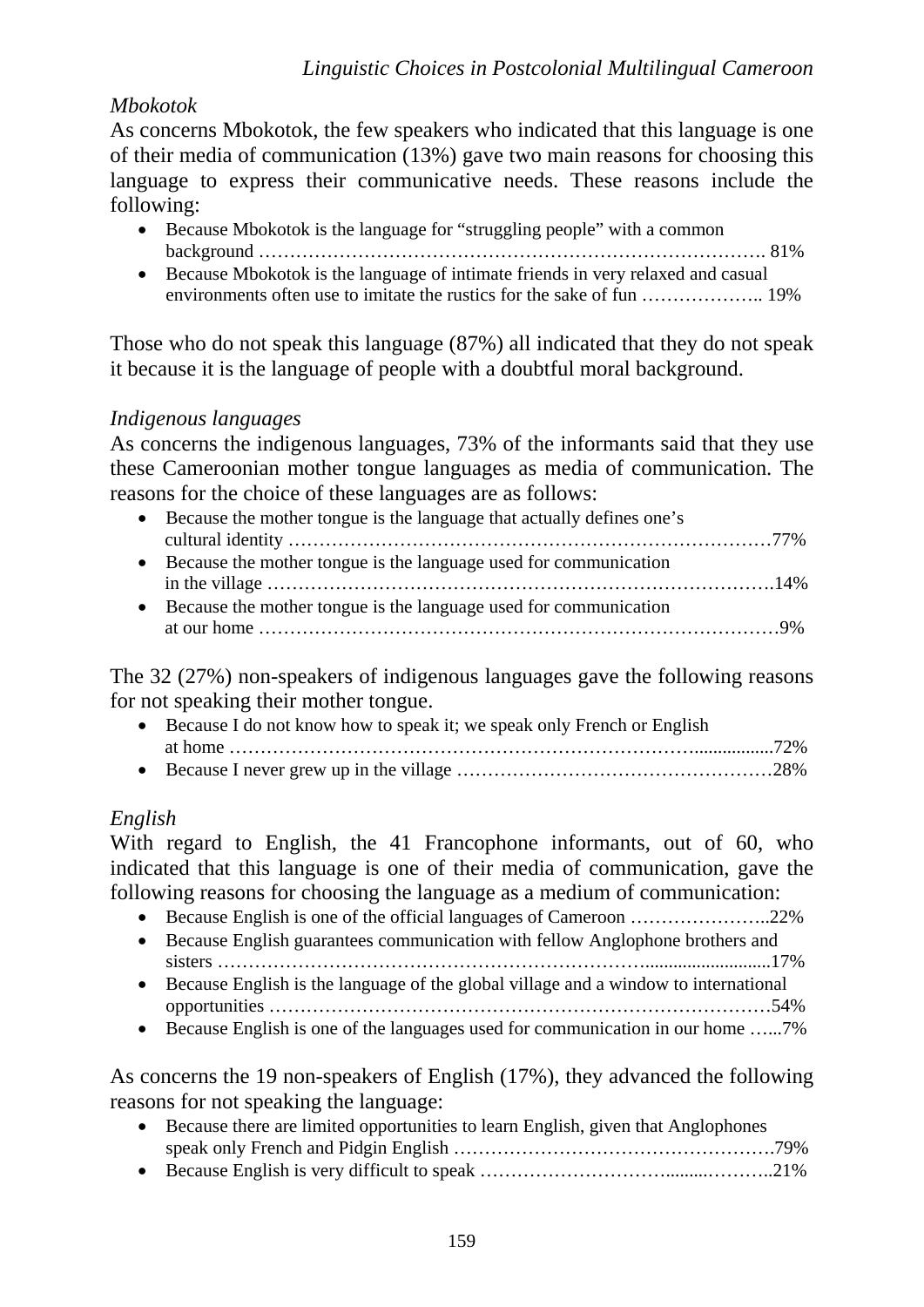*Mbokotok*

As concerns Mbokotok, the few speakers who indicated that this language is one of their media of communication (13%) gave two main reasons for choosing this language to express their communicative needs. These reasons include the following:

- Because Mbokotok is the language for “struggling people” with a common background ………………………………………………………………………. 81%
- Because Mbokotok is the language of intimate friends in very relaxed and casual environments often use to imitate the rustics for the sake of fun ……………….. 19%

Those who do not speak this language (87%) all indicated that they do not speak it because it is the language of people with a doubtful moral background.

*Indigenous languages*

As concerns the indigenous languages, 73% of the informants said that they use these Cameroonian mother tongue languages as media of communication. The reasons for the choice of these languages are as follows:

- Because the mother tongue is the language that actually defines one’s cultural identity ……………………………………………………………………77%
- Because the mother tongue is the language used for communication in the village ……………………………………………………………………….14%
- Because the mother tongue is the language used for communication at our home ………………………………………………………………………9%

The 32 (27%) non-speakers of indigenous languages gave the following reasons for not speaking their mother tongue.

- Because I do not know how to speak it; we speak only French or English at home …………………………………………………………………................72%
- Because I never grew up in the village ……………………………………………28%

*English*

With regard to English, the 41 Francophone informants, out of 60, who indicated that this language is one of their media of communication, gave the following reasons for choosing the language as a medium of communication:

- Because English is one of the official languages of Cameroon …………………..22%
- Because English guarantees communication with fellow Anglophone brothers and sisters …………………………………………………………...........................17%
- Because English is the language of the global village and a window to international opportunities ………………………………………………………………………54%
- Because English is one of the languages used for communication in our home …...7%

As concerns the 19 non-speakers of English (17%), they advanced the following reasons for not speaking the language:

- Because there are limited opportunities to learn English, given that Anglophones speak only French and Pidgin English …………………………………………….79%
- Because English is very difficult to speak ………………………….........………..21%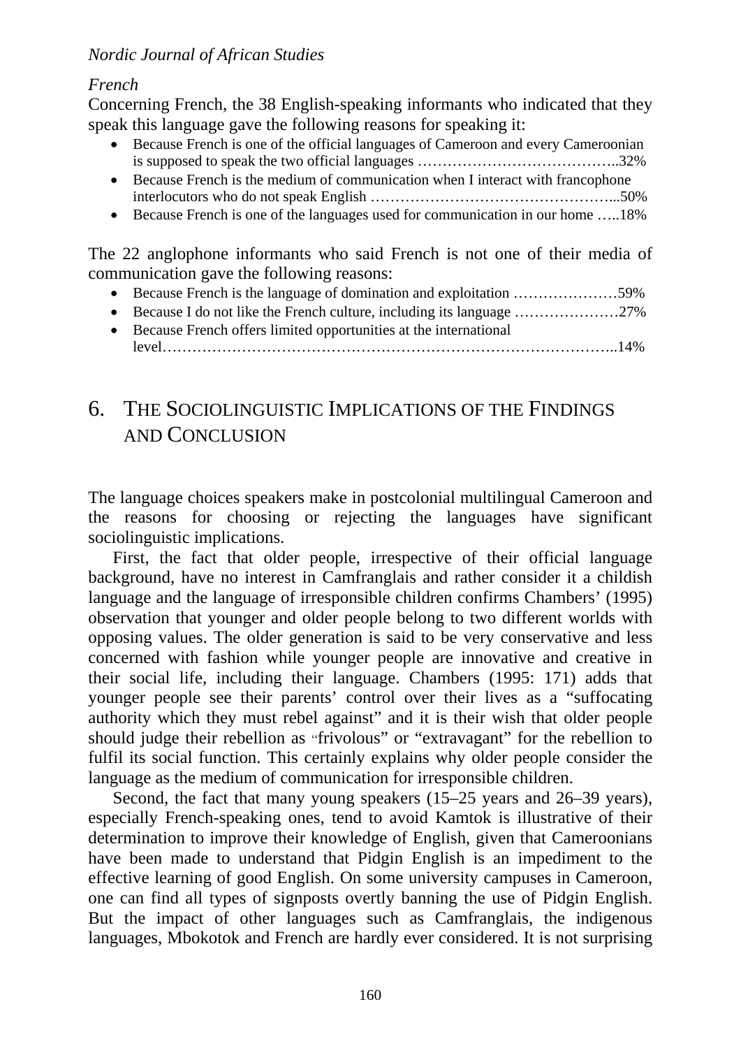*French*

Concerning French, the 38 English-speaking informants who indicated that they speak this language gave the following reasons for speaking it:

- Because French is one of the official languages of Cameroon and every Cameroonian is supposed to speak the two official languages …………………………………..32%
- Because French is the medium of communication when I interact with francophone interlocutors who do not speak English ………………………………………...50%
- Because French is one of the languages used for communication in our home …..18%

The 22 anglophone informants who said French is not one of their media of communication gave the following reasons:

- Because French is the language of domination and exploitation …………………59%
- Because I do not like the French culture, including its language …………………27%
- Because French offers limited opportunities at the international level……………………………………………………………………………..14%

## 6. The Sociolinguistic Implications of the Findings and Conclusion

The language choices speakers make in postcolonial multilingual Cameroon and the reasons for choosing or rejecting the languages have significant sociolinguistic implications.

First, the fact that older people, irrespective of their official language background, have no interest in Camfranglais and rather consider it a childish language and the language of irresponsible children confirms Chambers' (1995) observation that younger and older people belong to two different worlds with opposing values. The older generation is said to be very conservative and less concerned with fashion while younger people are innovative and creative in their social life, including their language. Chambers (1995: 171) adds that younger people see their parents' control over their lives as a "suffocating authority which they must rebel against" and it is their wish that older people should judge their rebellion as "frivolous" or "extravagant" for the rebellion to fulfil its social function. This certainly explains why older people consider the language as the medium of communication for irresponsible children.

Second, the fact that many young speakers (15–25 years and 26–39 years), especially French-speaking ones, tend to avoid Kamtok is illustrative of their determination to improve their knowledge of English, given that Cameroonians have been made to understand that Pidgin English is an impediment to the effective learning of good English. On some university campuses in Cameroon, one can find all types of signposts overtly banning the use of Pidgin English. But the impact of other languages such as Camfranglais, the indigenous languages, Mbokotok and French are hardly ever considered. It is not surprising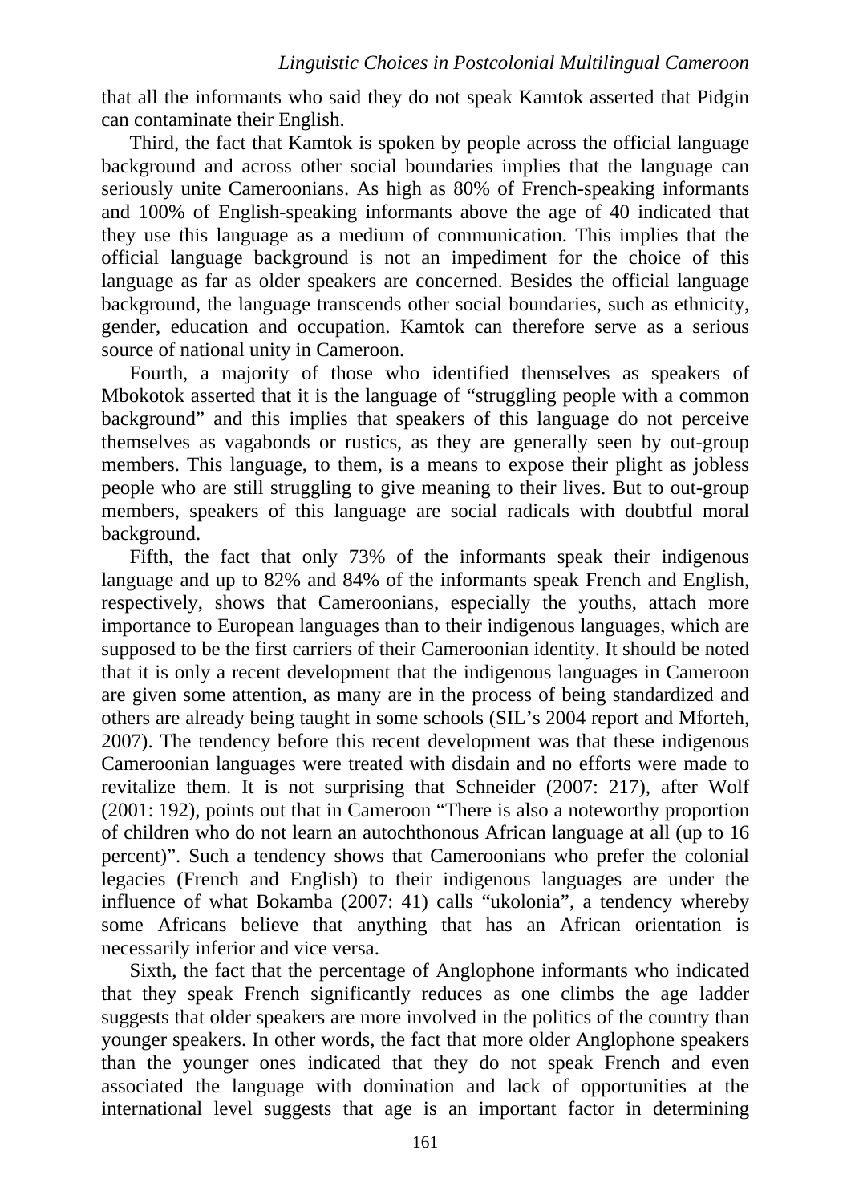that all the informants who said they do not speak Kamtok asserted that Pidgin can contaminate their English.

Third, the fact that Kamtok is spoken by people across the official language background and across other social boundaries implies that the language can seriously unite Cameroonians. As high as 80% of French-speaking informants and 100% of English-speaking informants above the age of 40 indicated that they use this language as a medium of communication. This implies that the official language background is not an impediment for the choice of this language as far as older speakers are concerned. Besides the official language background, the language transcends other social boundaries, such as ethnicity, gender, education and occupation. Kamtok can therefore serve as a serious source of national unity in Cameroon.

Fourth, a majority of those who identified themselves as speakers of Mbokotok asserted that it is the language of "struggling people with a common background" and this implies that speakers of this language do not perceive themselves as vagabonds or rustics, as they are generally seen by out-group members. This language, to them, is a means to expose their plight as jobless people who are still struggling to give meaning to their lives. But to out-group members, speakers of this language are social radicals with doubtful moral background.

Fifth, the fact that only 73% of the informants speak their indigenous language and up to 82% and 84% of the informants speak French and English, respectively, shows that Cameroonians, especially the youths, attach more importance to European languages than to their indigenous languages, which are supposed to be the first carriers of their Cameroonian identity. It should be noted that it is only a recent development that the indigenous languages in Cameroon are given some attention, as many are in the process of being standardized and others are already being taught in some schools (SIL's 2004 report and Mforteh, 2007). The tendency before this recent development was that these indigenous Cameroonian languages were treated with disdain and no efforts were made to revitalize them. It is not surprising that Schneider (2007: 217), after Wolf (2001: 192), points out that in Cameroon "There is also a noteworthy proportion of children who do not learn an autochthonous African language at all (up to 16 percent)". Such a tendency shows that Cameroonians who prefer the colonial legacies (French and English) to their indigenous languages are under the influence of what Bokamba (2007: 41) calls "ukolonia", a tendency whereby some Africans believe that anything that has an African orientation is necessarily inferior and vice versa.

Sixth, the fact that the percentage of Anglophone informants who indicated that they speak French significantly reduces as one climbs the age ladder suggests that older speakers are more involved in the politics of the country than younger speakers. In other words, the fact that more older Anglophone speakers than the younger ones indicated that they do not speak French and even associated the language with domination and lack of opportunities at the international level suggests that age is an important factor in determining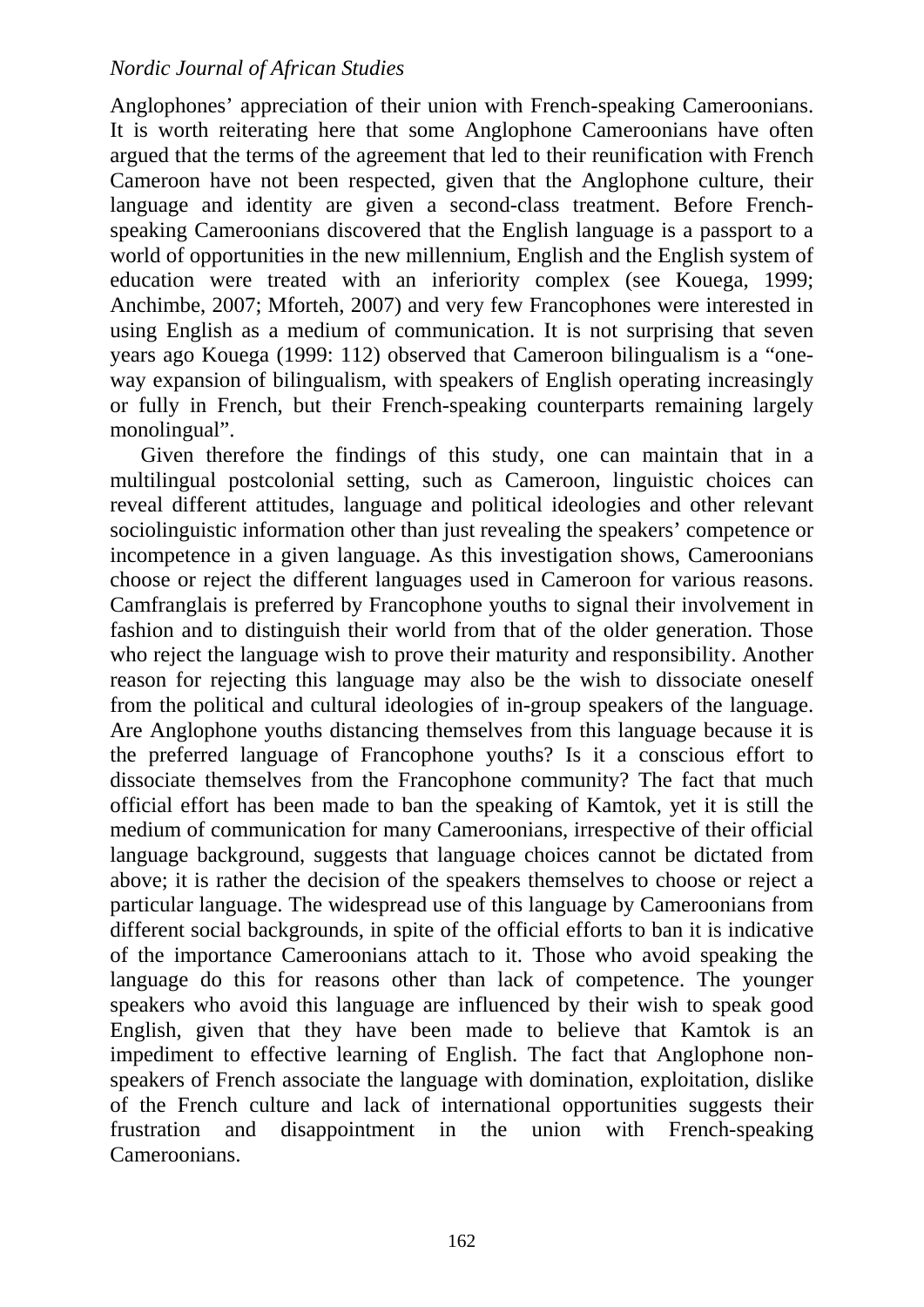Anglophones' appreciation of their union with French-speaking Cameroonians. It is worth reiterating here that some Anglophone Cameroonians have often argued that the terms of the agreement that led to their reunification with French Cameroon have not been respected, given that the Anglophone culture, their language and identity are given a second-class treatment. Before French-speaking Cameroonians discovered that the English language is a passport to a world of opportunities in the new millennium, English and the English system of education were treated with an inferiority complex (see Kouega, 1999; Anchimbe, 2007; Mforteh, 2007) and very few Francophones were interested in using English as a medium of communication. It is not surprising that seven years ago Kouega (1999: 112) observed that Cameroon bilingualism is a "one-way expansion of bilingualism, with speakers of English operating increasingly or fully in French, but their French-speaking counterparts remaining largely monolingual".

Given therefore the findings of this study, one can maintain that in a multilingual postcolonial setting, such as Cameroon, linguistic choices can reveal different attitudes, language and political ideologies and other relevant sociolinguistic information other than just revealing the speakers' competence or incompetence in a given language. As this investigation shows, Cameroonians choose or reject the different languages used in Cameroon for various reasons. Camfranglais is preferred by Francophone youths to signal their involvement in fashion and to distinguish their world from that of the older generation. Those who reject the language wish to prove their maturity and responsibility. Another reason for rejecting this language may also be the wish to dissociate oneself from the political and cultural ideologies of in-group speakers of the language. Are Anglophone youths distancing themselves from this language because it is the preferred language of Francophone youths? Is it a conscious effort to dissociate themselves from the Francophone community? The fact that much official effort has been made to ban the speaking of Kamtok, yet it is still the medium of communication for many Cameroonians, irrespective of their official language background, suggests that language choices cannot be dictated from above; it is rather the decision of the speakers themselves to choose or reject a particular language. The widespread use of this language by Cameroonians from different social backgrounds, in spite of the official efforts to ban it is indicative of the importance Cameroonians attach to it. Those who avoid speaking the language do this for reasons other than lack of competence. The younger speakers who avoid this language are influenced by their wish to speak good English, given that they have been made to believe that Kamtok is an impediment to effective learning of English. The fact that Anglophone non-speakers of French associate the language with domination, exploitation, dislike of the French culture and lack of international opportunities suggests their frustration and disappointment in the union with French-speaking Cameroonians.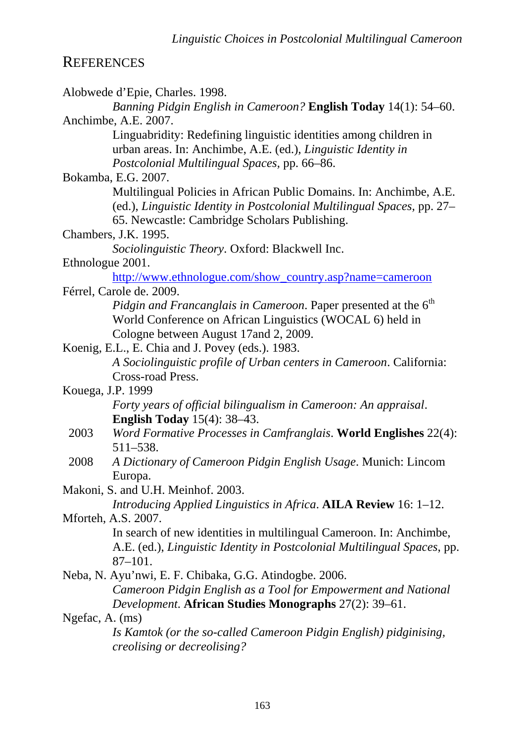## References

Alobwede d'Epie, Charles. 1998.
*Banning Pidgin English in Cameroon?* **English Today** 14(1): 54–60.

Anchimbe, A.E. 2007.
Linguabridity: Redefining linguistic identities among children in urban areas. In: Anchimbe, A.E. (ed.), *Linguistic Identity in Postcolonial Multilingual Spaces*, pp. 66–86.

Bokamba, E.G. 2007.
Multilingual Policies in African Public Domains. In: Anchimbe, A.E. (ed.), *Linguistic Identity in Postcolonial Multilingual Spaces*, pp. 27–65. Newcastle: Cambridge Scholars Publishing.

Chambers, J.K. 1995.
*Sociolinguistic Theory*. Oxford: Blackwell Inc.

Ethnologue 2001.
http://www.ethnologue.com/show_country.asp?name=cameroon

Férrel, Carole de. 2009.
*Pidgin and Francanglais in Cameroon*. Paper presented at the 6th World Conference on African Linguistics (WOCAL 6) held in Cologne between August 17and 2, 2009.

Koenig, E.L., E. Chia and J. Povey (eds.). 1983.
*A Sociolinguistic profile of Urban centers in Cameroon*. California: Cross-road Press.

Kouega, J.P. 1999
*Forty years of official bilingualism in Cameroon: An appraisal*. **English Today** 15(4): 38–43.

2003 *Word Formative Processes in Camfranglais*. **World Englishes** 22(4): 511–538.

2008 *A Dictionary of Cameroon Pidgin English Usage*. Munich: Lincom Europa.

Makoni, S. and U.H. Meinhof. 2003.
*Introducing Applied Linguistics in Africa*. **AILA Review** 16: 1–12.

Mforteh, A.S. 2007.
In search of new identities in multilingual Cameroon. In: Anchimbe, A.E. (ed.), *Linguistic Identity in Postcolonial Multilingual Spaces*, pp. 87–101.

Neba, N. Ayu'nwi, E. F. Chibaka, G.G. Atindogbe. 2006.
*Cameroon Pidgin English as a Tool for Empowerment and National Development*. **African Studies Monographs** 27(2): 39–61.

Ngefac, A. (ms)
*Is Kamtok (or the so-called Cameroon Pidgin English) pidginising, creolising or decreolising?*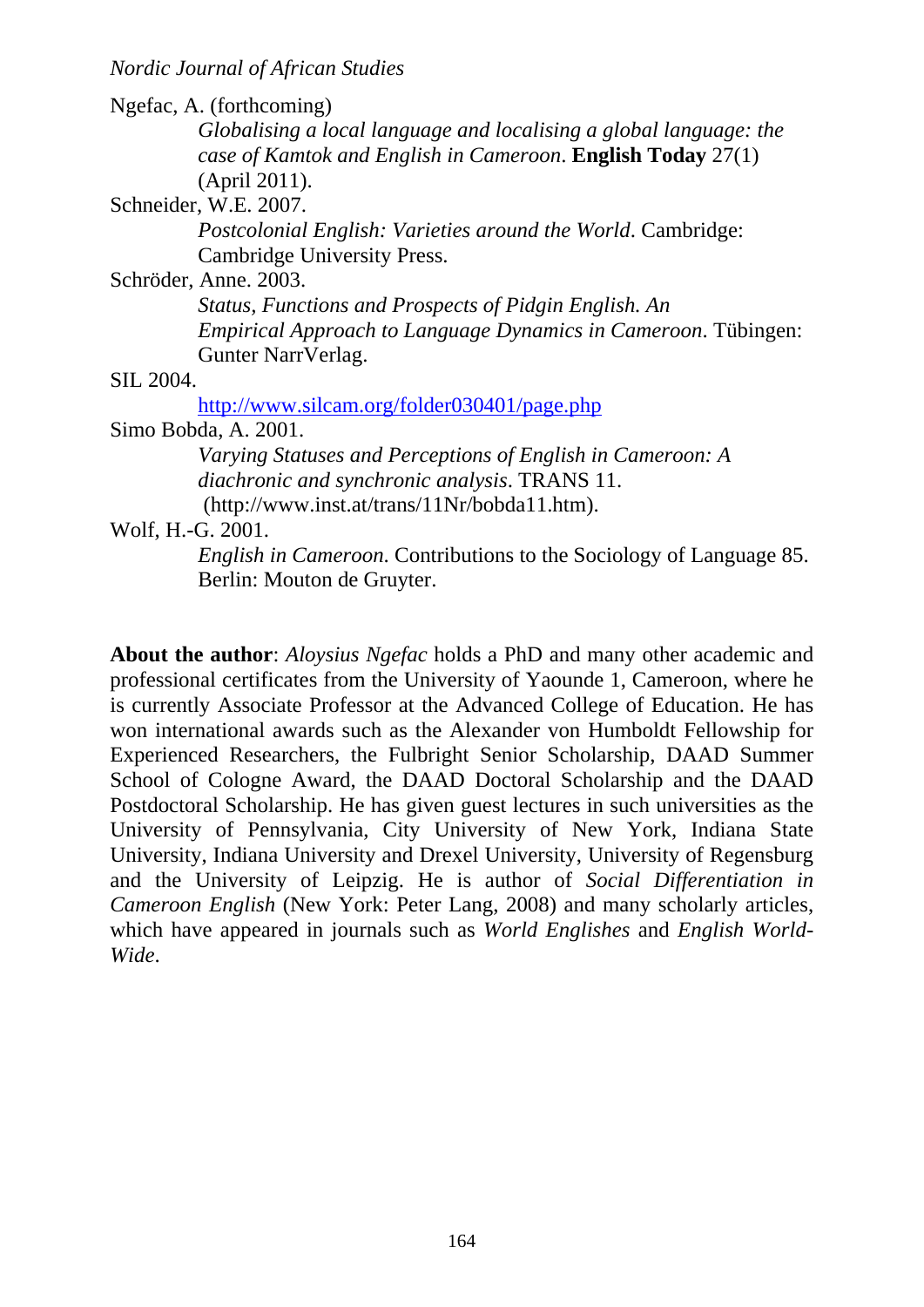Ngefac, A. (forthcoming)
*Globalising a local language and localising a global language: the case of Kamtok and English in Cameroon*. **English Today** 27(1) (April 2011).

Schneider, W.E. 2007.
*Postcolonial English: Varieties around the World*. Cambridge: Cambridge University Press.

Schröder, Anne. 2003.
*Status, Functions and Prospects of Pidgin English. An Empirical Approach to Language Dynamics in Cameroon*. Tübingen: Gunter NarrVerlag.

SIL 2004.
http://www.silcam.org/folder030401/page.php

Simo Bobda, A. 2001.
*Varying Statuses and Perceptions of English in Cameroon: A diachronic and synchronic analysis*. TRANS 11. (http://www.inst.at/trans/11Nr/bobda11.htm).

Wolf, H.-G. 2001.
*English in Cameroon*. Contributions to the Sociology of Language 85. Berlin: Mouton de Gruyter.

**About the author**: *Aloysius Ngefac* holds a PhD and many other academic and professional certificates from the University of Yaounde 1, Cameroon, where he is currently Associate Professor at the Advanced College of Education. He has won international awards such as the Alexander von Humboldt Fellowship for Experienced Researchers, the Fulbright Senior Scholarship, DAAD Summer School of Cologne Award, the DAAD Doctoral Scholarship and the DAAD Postdoctoral Scholarship. He has given guest lectures in such universities as the University of Pennsylvania, City University of New York, Indiana State University, Indiana University and Drexel University, University of Regensburg and the University of Leipzig. He is author of *Social Differentiation in Cameroon English* (New York: Peter Lang, 2008) and many scholarly articles, which have appeared in journals such as *World Englishes* and *English World-Wide*.